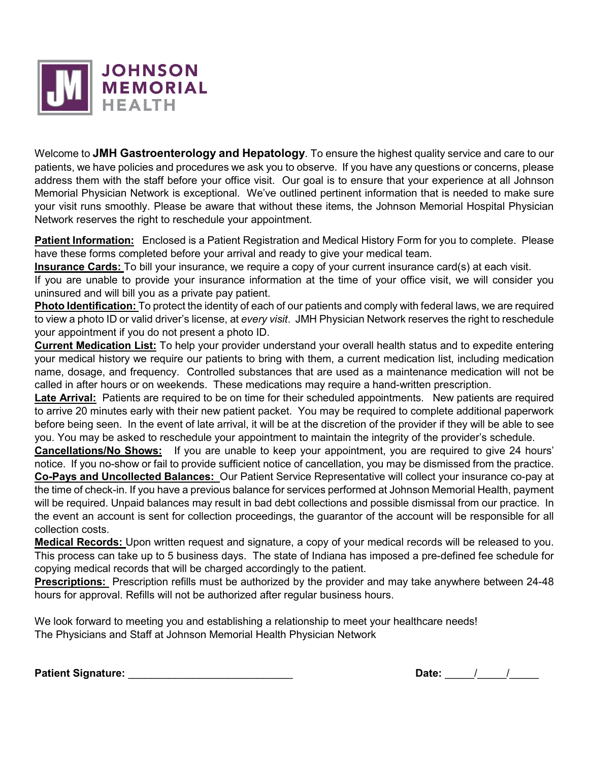**JOHNSON MEMORIAL HEALTH**

Welcome to **JMH Gastroenterology and Hepatology**. To ensure the highest quality service and care to our patients, we have policies and procedures we ask you to observe. If you have any questions or concerns, please address them with the staff before your office visit. Our goal is to ensure that your experience at all Johnson Memorial Physician Network is exceptional. We've outlined pertinent information that is needed to make sure your visit runs smoothly. Please be aware that without these items, the Johnson Memorial Hospital Physician Network reserves the right to reschedule your appointment.

**Patient Information:** Enclosed is a Patient Registration and Medical History Form for you to complete. Please have these forms completed before your arrival and ready to give your medical team.

**Insurance Cards:** To bill your insurance, we require a copy of your current insurance card(s) at each visit. If you are unable to provide your insurance information at the time of your office visit, we will consider you uninsured and will bill you as a private pay patient.

**Photo Identification:** To protect the identity of each of our patients and comply with federal laws, we are required to view a photo ID or valid driver's license, at *every visit*. JMH Physician Network reserves the right to reschedule your appointment if you do not present a photo ID.

**Current Medication List:** To help your provider understand your overall health status and to expedite entering your medical history we require our patients to bring with them, a current medication list, including medication name, dosage, and frequency. Controlled substances that are used as a maintenance medication will not be called in after hours or on weekends. These medications may require a hand-written prescription.

**Late Arrival:** Patients are required to be on time for their scheduled appointments. New patients are required to arrive 20 minutes early with their new patient packet. You may be required to complete additional paperwork before being seen. In the event of late arrival, it will be at the discretion of the provider if they will be able to see you. You may be asked to reschedule your appointment to maintain the integrity of the provider's schedule.

**Cancellations/No Shows:** If you are unable to keep your appointment, you are required to give 24 hours' notice. If you no-show or fail to provide sufficient notice of cancellation, you may be dismissed from the practice.

**Co-Pays and Uncollected Balances:** Our Patient Service Representative will collect your insurance co-pay at the time of check-in. If you have a previous balance for services performed at Johnson Memorial Health, payment will be required. Unpaid balances may result in bad debt collections and possible dismissal from our practice. In the event an account is sent for collection proceedings, the guarantor of the account will be responsible for all collection costs.

**Medical Records:** Upon written request and signature, a copy of your medical records will be released to you. This process can take up to 5 business days. The state of Indiana has imposed a pre-defined fee schedule for copying medical records that will be charged accordingly to the patient.

**Prescriptions:** Prescription refills must be authorized by the provider and may take anywhere between 24-48 hours for approval. Refills will not be authorized after regular business hours.

We look forward to meeting you and establishing a relationship to meet your healthcare needs!
The Physicians and Staff at Johnson Memorial Health Physician Network

**Patient Signature:** ____________________________ **Date:** _____/_____/_____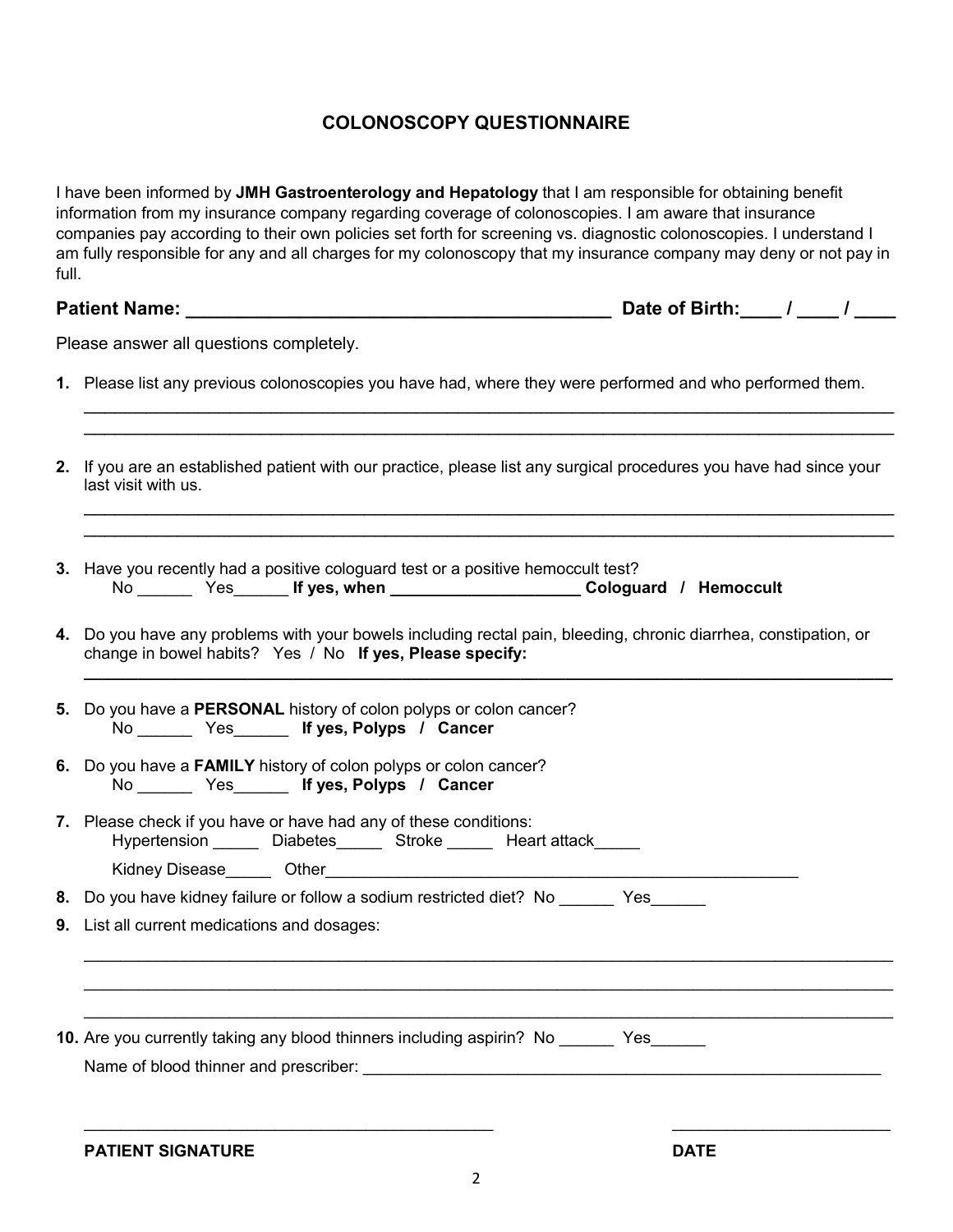## COLONOSCOPY QUESTIONNAIRE

I have been informed by **JMH Gastroenterology and Hepatology** that I am responsible for obtaining benefit information from my insurance company regarding coverage of colonoscopies. I am aware that insurance companies pay according to their own policies set forth for screening vs. diagnostic colonoscopies. I understand I am fully responsible for any and all charges for my colonoscopy that my insurance company may deny or not pay in full.

**Patient Name: ________________________________________ Date of Birth:____ / ____ / ____**

Please answer all questions completely.

**1.** Please list any previous colonoscopies you have had, where they were performed and who performed them.

_______________________________________________________________________________________

_______________________________________________________________________________________

**2.** If you are an established patient with our practice, please list any surgical procedures you have had since your last visit with us.

_______________________________________________________________________________________

_______________________________________________________________________________________

**3.** Have you recently had a positive cologuard test or a positive hemoccult test?
No ______ Yes______ **If yes, when ____________________ Cologuard / Hemoccult**

**4.** Do you have any problems with your bowels including rectal pain, bleeding, chronic diarrhea, constipation, or change in bowel habits? Yes / No **If yes, Please specify:**

_______________________________________________________________________________________

**5.** Do you have a **PERSONAL** history of colon polyps or colon cancer?
No ______ Yes______ **If yes, Polyps / Cancer**

**6.** Do you have a **FAMILY** history of colon polyps or colon cancer?
No ______ Yes______ **If yes, Polyps / Cancer**

**7.** Please check if you have or have had any of these conditions:
Hypertension _____ Diabetes_____ Stroke _____ Heart attack_____
Kidney Disease_____ Other______________________________________________________

**8.** Do you have kidney failure or follow a sodium restricted diet? No ______ Yes______

**9.** List all current medications and dosages:

_______________________________________________________________________________________

_______________________________________________________________________________________

_______________________________________________________________________________________

**10.** Are you currently taking any blood thinners including aspirin? No ______ Yes______
Name of blood thinner and prescriber: ____________________________________________________

_____________________________________________ ________________________

**PATIENT SIGNATURE** **DATE**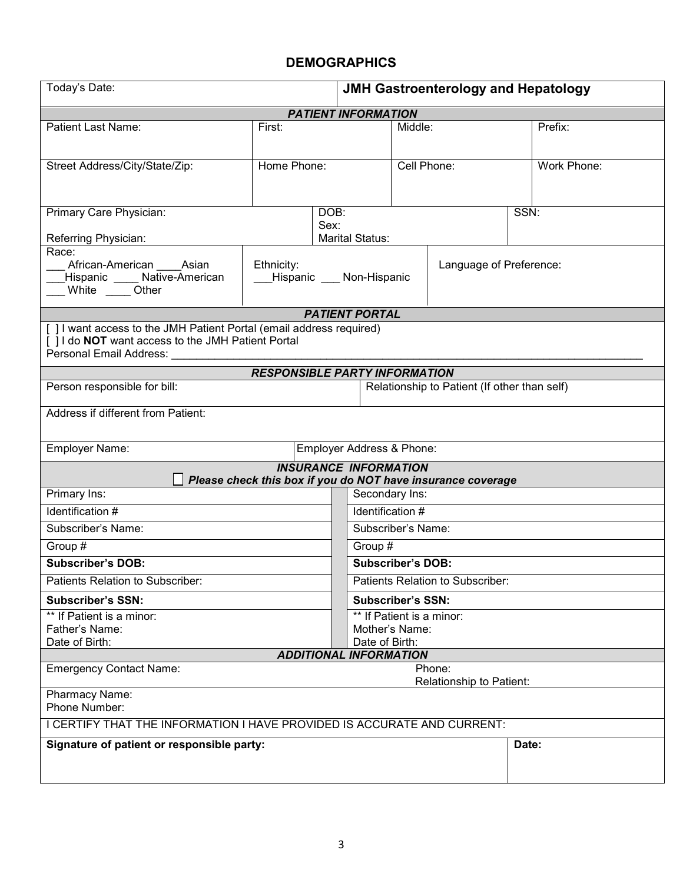## DEMOGRAPHICS

| Today's Date: | **JMH Gastroenterology and Hepatology** | | |
|---|---|---|---|
| ***PATIENT INFORMATION*** | | | |
| Patient Last Name: | First: | Middle: | Prefix: |
| Street Address/City/State/Zip: | Home Phone: | Cell Phone: | Work Phone: |
| Primary Care Physician:<br>Referring Physician: | DOB:<br>Sex:<br>Marital Status: | | SSN: |
| Race:<br>___ African-American ____Asian<br>___Hispanic ____ Native-American<br>___ White ____ Other | Ethnicity:<br>___Hispanic ___ Non-Hispanic | Language of Preference: | |

***PATIENT PORTAL***

[ ] I want access to the JMH Patient Portal (email address required)
[ ] I do **NOT** want access to the JMH Patient Portal
Personal Email Address: ______________________________________________________________________________

***RESPONSIBLE PARTY INFORMATION***

| Person responsible for bill: | Relationship to Patient (If other than self) |
|---|---|
| Address if different from Patient: | |
| Employer Name: | Employer Address & Phone: |

***INSURANCE INFORMATION***

☐ ***Please check this box if you do NOT have insurance coverage***

| Primary Ins: | Secondary Ins: |
|---|---|
| Identification # | Identification # |
| Subscriber's Name: | Subscriber's Name: |
| Group # | Group # |
| **Subscriber's DOB:** | **Subscriber's DOB:** |
| Patients Relation to Subscriber: | Patients Relation to Subscriber: |
| **Subscriber's SSN:** | **Subscriber's SSN:** |
| ** If Patient is a minor:<br>Father's Name:<br>Date of Birth: | ** If Patient is a minor:<br>Mother's Name:<br>Date of Birth: |

***ADDITIONAL INFORMATION***

| Emergency Contact Name: | Phone:<br>Relationship to Patient: |
|---|---|
| Pharmacy Name:<br>Phone Number: | |
| I CERTIFY THAT THE INFORMATION I HAVE PROVIDED IS ACCURATE AND CURRENT: | |
| **Signature of patient or responsible party:** | **Date:** |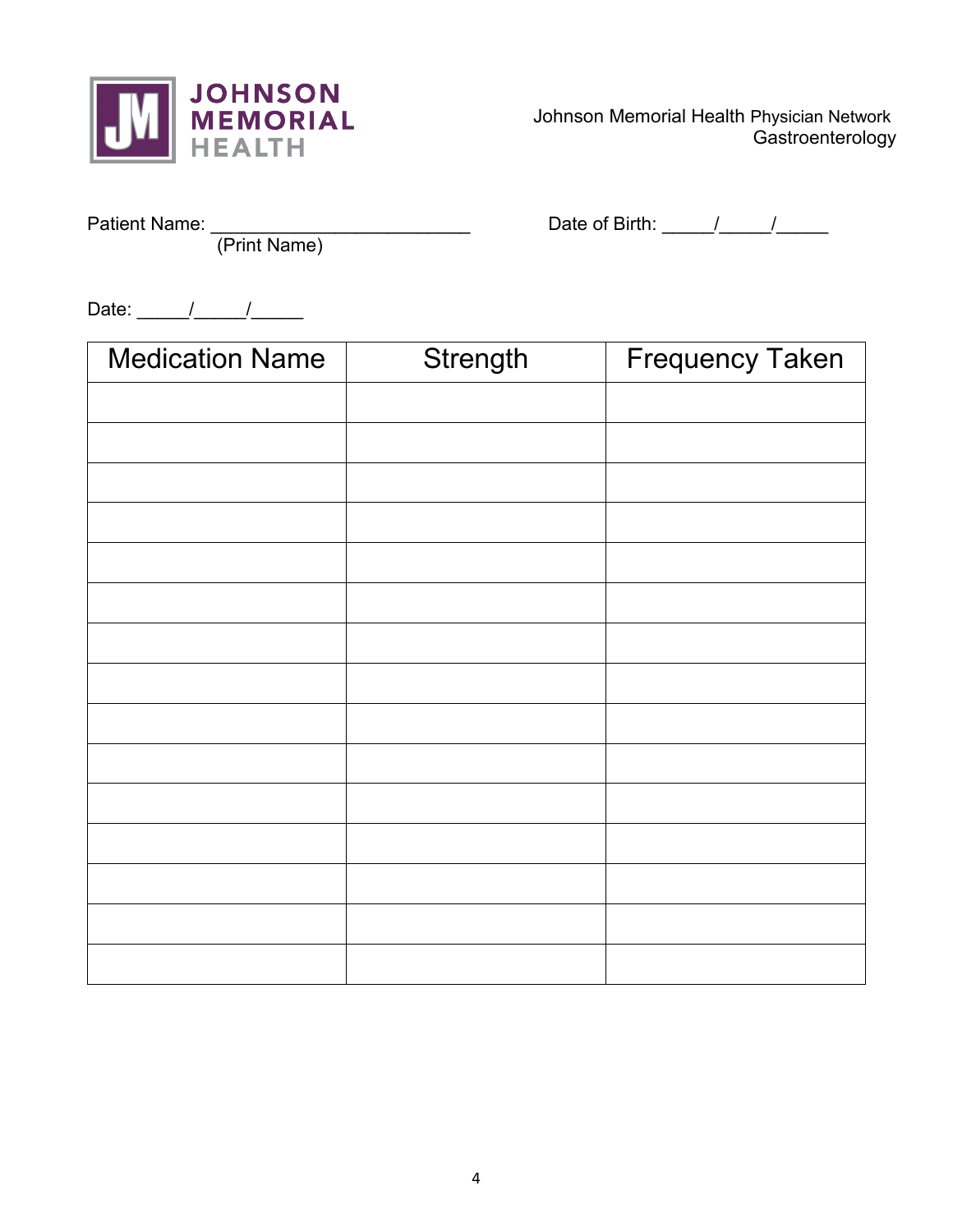JOHNSON MEMORIAL HEALTH

Johnson Memorial Health Physician Network
Gastroenterology

Patient Name: __________________________ (Print Name)

Date of Birth: _____/_____/_____

Date: _____/_____/_____

| Medication Name | Strength | Frequency Taken |
|---|---|---|
| | | |
| | | |
| | | |
| | | |
| | | |
| | | |
| | | |
| | | |
| | | |
| | | |
| | | |
| | | |
| | | |
| | | |
| | | |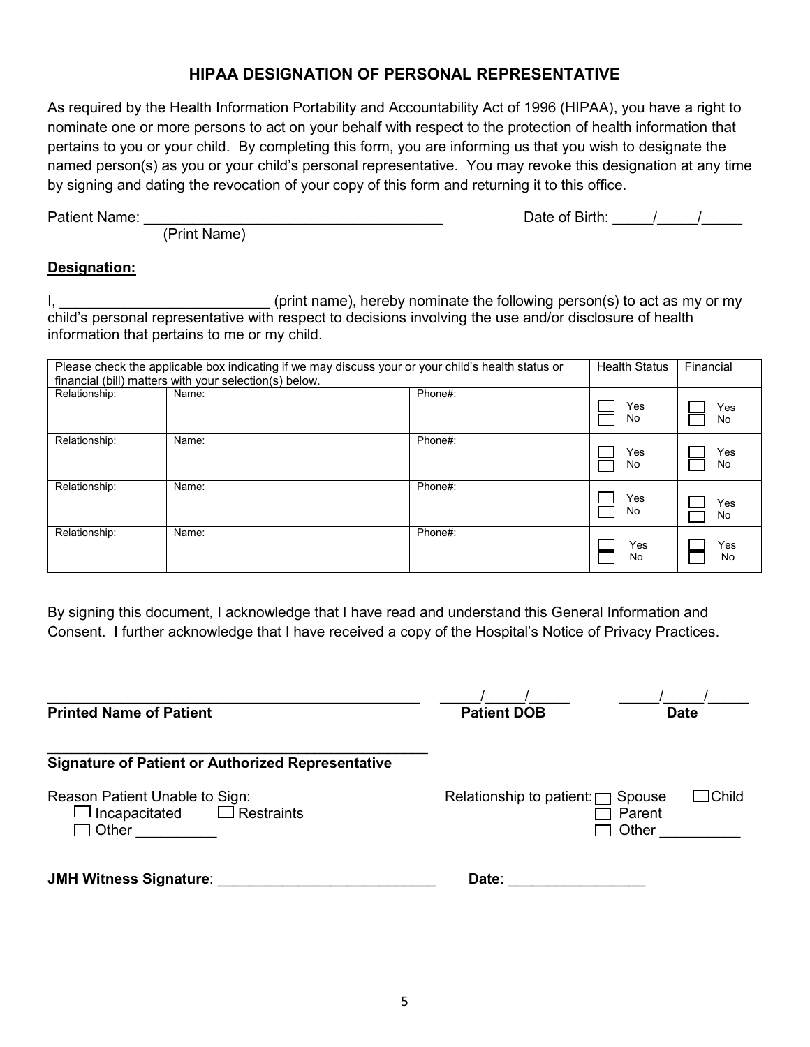## HIPAA DESIGNATION OF PERSONAL REPRESENTATIVE

As required by the Health Information Portability and Accountability Act of 1996 (HIPAA), you have a right to nominate one or more persons to act on your behalf with respect to the protection of health information that pertains to you or your child. By completing this form, you are informing us that you wish to designate the named person(s) as you or your child's personal representative. You may revoke this designation at any time by signing and dating the revocation of your copy of this form and returning it to this office.

Patient Name: ____________________________________ Date of Birth: _____/_____/_____
(Print Name)

**Designation:**

I, __________________________ (print name), hereby nominate the following person(s) to act as my or my child's personal representative with respect to decisions involving the use and/or disclosure of health information that pertains to me or my child.

| Please check the applicable box indicating if we may discuss your or your child's health status or financial (bill) matters with your selection(s) below. | | | Health Status | Financial |
|---|---|---|---|---|
| Relationship: | Name: | Phone#: | ☐ Yes ☐ No | ☐ Yes ☐ No |
| Relationship: | Name: | Phone#: | ☐ Yes ☐ No | ☐ Yes ☐ No |
| Relationship: | Name: | Phone#: | ☐ Yes ☐ No | ☐ Yes ☐ No |
| Relationship: | Name: | Phone#: | ☐ Yes ☐ No | ☐ Yes ☐ No |

By signing this document, I acknowledge that I have read and understand this General Information and Consent. I further acknowledge that I have received a copy of the Hospital's Notice of Privacy Practices.

_______________________________________________ _____/_____/_____ _____/_____/_____
**Printed Name of Patient** **Patient DOB** **Date**

_______________________________________________
**Signature of Patient or Authorized Representative**

Reason Patient Unable to Sign:
☐ Incapacitated ☐ Restraints
☐ Other __________

Relationship to patient: ☐ Spouse ☐ Child
☐ Parent
☐ Other __________

**JMH Witness Signature**: ___________________________ **Date**: _________________